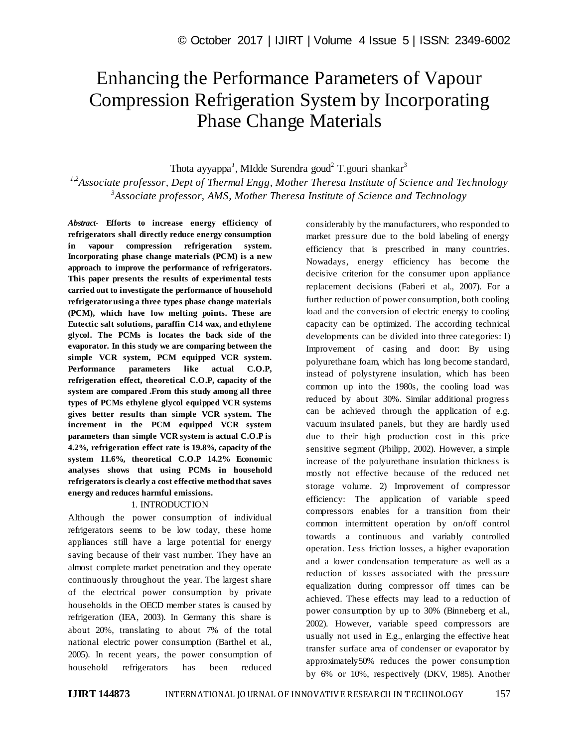# Enhancing the Performance Parameters of Vapour Compression Refrigeration System by Incorporating Phase Change Materials

Thota ayyappa[1], MIdde Surendra goud[2] T.gouri shankar[3]

[1,2]*Associate professor, Dept of Thermal Engg, Mother Theresa Institute of Science and Technology*
[3]*Associate professor, AMS, Mother Theresa Institute of Science and Technology*

***Abstract-*** **Efforts to increase energy efficiency of refrigerators shall directly reduce energy consumption in vapour compression refrigeration system. Incorporating phase change materials (PCM) is a new approach to improve the performance of refrigerators. This paper presents the results of experimental tests carried out to investigate the performance of household refrigerator using a three types phase change materials (PCM), which have low melting points. These are Eutectic salt solutions, paraffin C14 wax, and ethylene glycol. The PCMs is locates the back side of the evaporator. In this study we are comparing between the simple VCR system, PCM equipped VCR system. Performance parameters like actual C.O.P, refrigeration effect, theoretical C.O.P, capacity of the system are compared .From this study among all three types of PCMs ethylene glycol equipped VCR systems gives better results than simple VCR system. The increment in the PCM equipped VCR system parameters than simple VCR system is actual C.O.P is 4.2%, refrigeration effect rate is 19.8%, capacity of the system 11.6%, theoretical C.O.P 14.2% Economic analyses shows that using PCMs in household refrigerators is clearly a cost effective method that saves energy and reduces harmful emissions.**

## 1. INTRODUCTION

Although the power consumption of individual refrigerators seems to be low today, these home appliances still have a large potential for energy saving because of their vast number. They have an almost complete market penetration and they operate continuously throughout the year. The largest share of the electrical power consumption by private households in the OECD member states is caused by refrigeration (IEA, 2003). In Germany this share is about 20%, translating to about 7% of the total national electric power consumption (Barthel et al., 2005). In recent years, the power consumption of household refrigerators has been reduced considerably by the manufacturers, who responded to market pressure due to the bold labeling of energy efficiency that is prescribed in many countries. Nowadays, energy efficiency has become the decisive criterion for the consumer upon appliance replacement decisions (Faberi et al., 2007). For a further reduction of power consumption, both cooling load and the conversion of electric energy to cooling capacity can be optimized. The according technical developments can be divided into three categories: 1) Improvement of casing and door: By using polyurethane foam, which has long become standard, instead of polystyrene insulation, which has been common up into the 1980s, the cooling load was reduced by about 30%. Similar additional progress can be achieved through the application of e.g. vacuum insulated panels, but they are hardly used due to their high production cost in this price sensitive segment (Philipp, 2002). However, a simple increase of the polyurethane insulation thickness is mostly not effective because of the reduced net storage volume. 2) Improvement of compressor efficiency: The application of variable speed compressors enables for a transition from their common intermittent operation by on/off control towards a continuous and variably controlled operation. Less friction losses, a higher evaporation and a lower condensation temperature as well as a reduction of losses associated with the pressure equalization during compressor off times can be achieved. These effects may lead to a reduction of power consumption by up to 30% (Binneberg et al., 2002). However, variable speed compressors are usually not used in E.g., enlarging the effective heat transfer surface area of condenser or evaporator by approximately50% reduces the power consumption by 6% or 10%, respectively (DKV, 1985). Another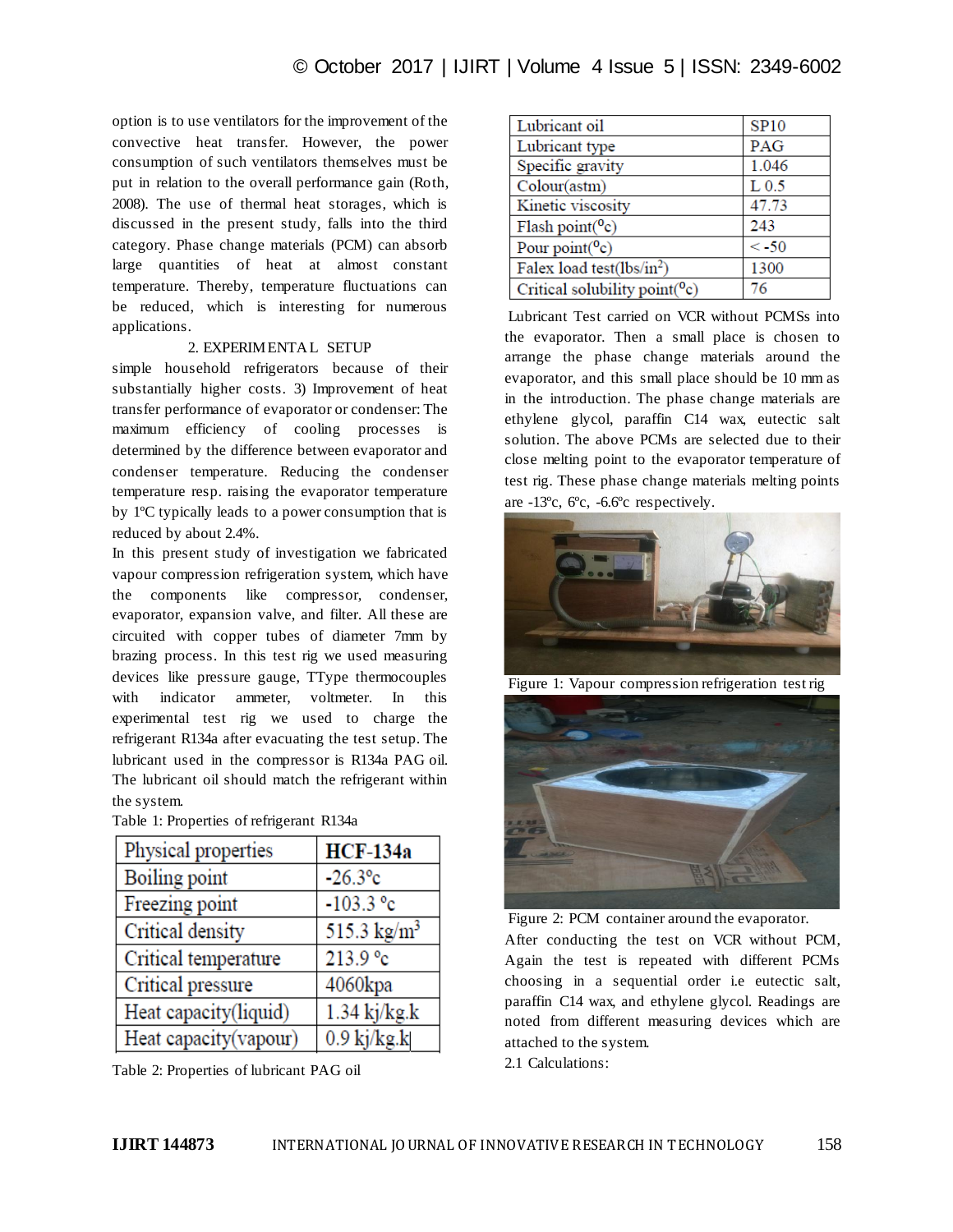option is to use ventilators for the improvement of the convective heat transfer. However, the power consumption of such ventilators themselves must be put in relation to the overall performance gain (Roth, 2008). The use of thermal heat storages, which is discussed in the present study, falls into the third category. Phase change materials (PCM) can absorb large quantities of heat at almost constant temperature. Thereby, temperature fluctuations can be reduced, which is interesting for numerous applications.

## 2. EXPERIMENTAL SETUP

simple household refrigerators because of their substantially higher costs. 3) Improvement of heat transfer performance of evaporator or condenser: The maximum efficiency of cooling processes is determined by the difference between evaporator and condenser temperature. Reducing the condenser temperature resp. raising the evaporator temperature by 1ºC typically leads to a power consumption that is reduced by about 2.4%.

In this present study of investigation we fabricated vapour compression refrigeration system, which have the components like compressor, condenser, evaporator, expansion valve, and filter. All these are circuited with copper tubes of diameter 7mm by brazing process. In this test rig we used measuring devices like pressure gauge, TType thermocouples with indicator ammeter, voltmeter. In this experimental test rig we used to charge the refrigerant R134a after evacuating the test setup. The lubricant used in the compressor is R134a PAG oil. The lubricant oil should match the refrigerant within the system.

Table 1: Properties of refrigerant R134a

| Physical properties | HCF-134a |
|---|---|
| Boiling point | -26.3°c |
| Freezing point | -103.3 °c |
| Critical density | 515.3 kg/m$^3$ |
| Critical temperature | 213.9 °c |
| Critical pressure | 4060kpa |
| Heat capacity(liquid) | 1.34 kj/kg.k |
| Heat capacity(vapour) | 0.9 kj/kg.k |

Table 2: Properties of lubricant PAG oil

| Lubricant oil | SP10 |
|---|---|
| Lubricant type | PAG |
| Specific gravity | 1.046 |
| Colour(astm) | L 0.5 |
| Kinetic viscosity | 47.73 |
| Flash point(°c) | 243 |
| Pour point(°c) | < -50 |
| Falex load test(lbs/in$^2$) | 1300 |
| Critical solubility point(°c) | 76 |

Lubricant Test carried on VCR without PCMSs into the evaporator. Then a small place is chosen to arrange the phase change materials around the evaporator, and this small place should be 10 mm as in the introduction. The phase change materials are ethylene glycol, paraffin C14 wax, eutectic salt solution. The above PCMs are selected due to their close melting point to the evaporator temperature of test rig. These phase change materials melting points are -13ºc, 6ºc, -6.6ºc respectively.

Figure 1: Vapour compression refrigeration test rig

Figure 2: PCM container around the evaporator.

After conducting the test on VCR without PCM, Again the test is repeated with different PCMs choosing in a sequential order i.e eutectic salt, paraffin C14 wax, and ethylene glycol. Readings are noted from different measuring devices which are attached to the system.

### 2.1 Calculations: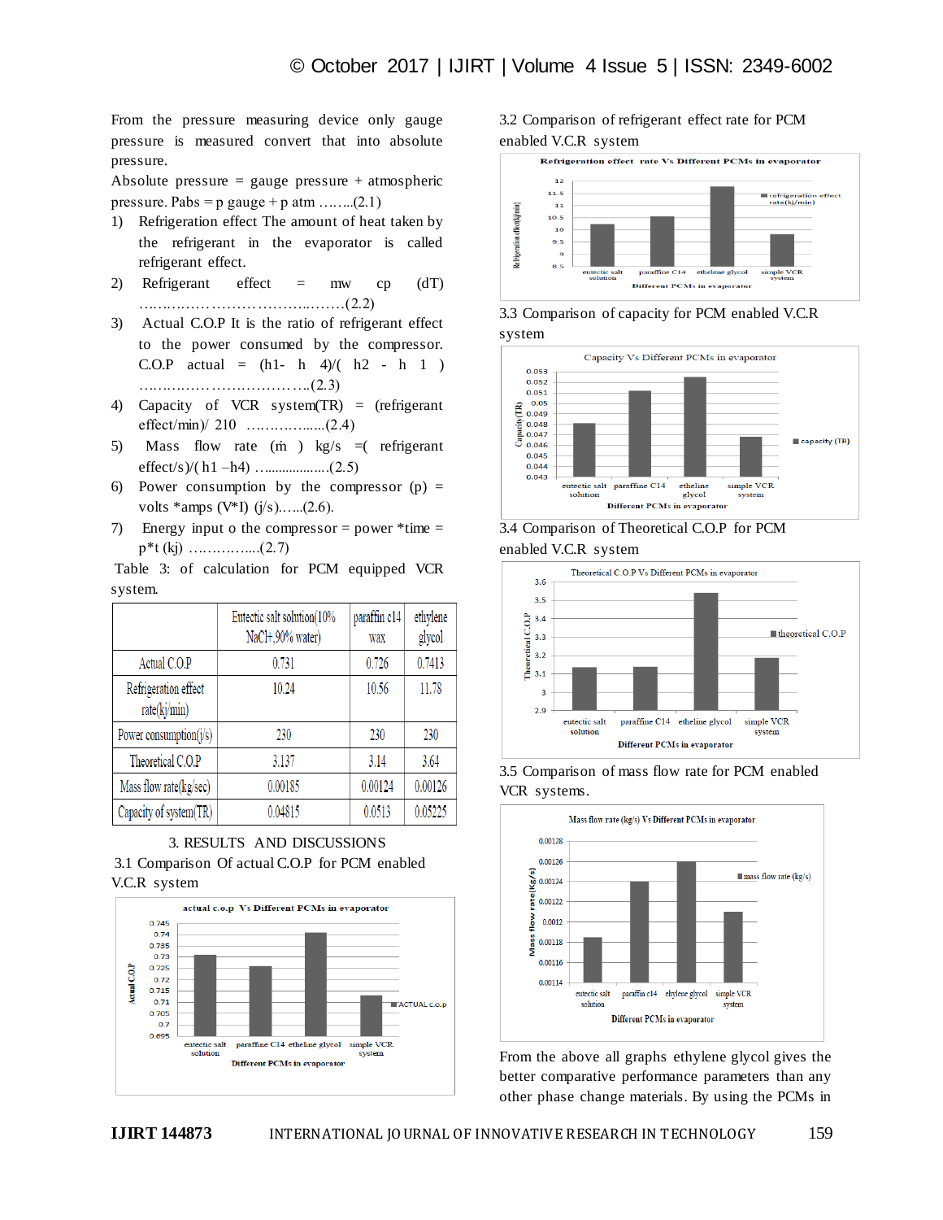From the pressure measuring device only gauge pressure is measured convert that into absolute pressure.

Absolute pressure = gauge pressure + atmospheric pressure. Pabs = p gauge + p atm ……..(2.1)

1) Refrigeration effect The amount of heat taken by the refrigerant in the evaporator is called refrigerant effect.
2) Refrigerant effect = mw cp (dT) …………………………….……(2.2)
3) Actual C.O.P It is the ratio of refrigerant effect to the power consumed by the compressor. C.O.P actual = (h1- h 4)/( h2 - h 1 ) ……………………………..(2.3)
4) Capacity of VCR system(TR) = (refrigerant effect/min)/ 210 ……………....(2.4)
5) Mass flow rate (ṁ ) kg/s =( refrigerant effect/s)/( h1 –h4) …...............…(2.5)
6) Power consumption by the compressor (p) = volts *amps (V*I) (j/s)…...(2.6).
7) Energy input o the compressor = power *time = p*t (kj) ……….…...(2.7)

Table 3: of calculation for PCM equipped VCR system.

| | Eutectic salt solution(10% NaCl+,90% water) | paraffin c14 wax | ethylene glycol |
|---|---|---|---|
| Actual C.O.P | 0.731 | 0.726 | 0.7413 |
| Refrigeration effect rate(kj/min) | 10.24 | 10.56 | 11.78 |
| Power consumption(j/s) | 230 | 230 | 230 |
| Theoretical C.O.P | 3.137 | 3.14 | 3.64 |
| Mass flow rate(kg/sec) | 0.00185 | 0.00124 | 0.00126 |
| Capacity of system(TR) | 0.04815 | 0.0513 | 0.05225 |

## 3. RESULTS AND DISCUSSIONS

### 3.1 Comparison Of actual C.O.P for PCM enabled V.C.R system

### 3.2 Comparison of refrigerant effect rate for PCM enabled V.C.R system

### 3.3 Comparison of capacity for PCM enabled V.C.R system

### 3.4 Comparison of Theoretical C.O.P for PCM enabled V.C.R system

### 3.5 Comparison of mass flow rate for PCM enabled VCR systems.

From the above all graphs ethylene glycol gives the better comparative performance parameters than any other phase change materials. By using the PCMs in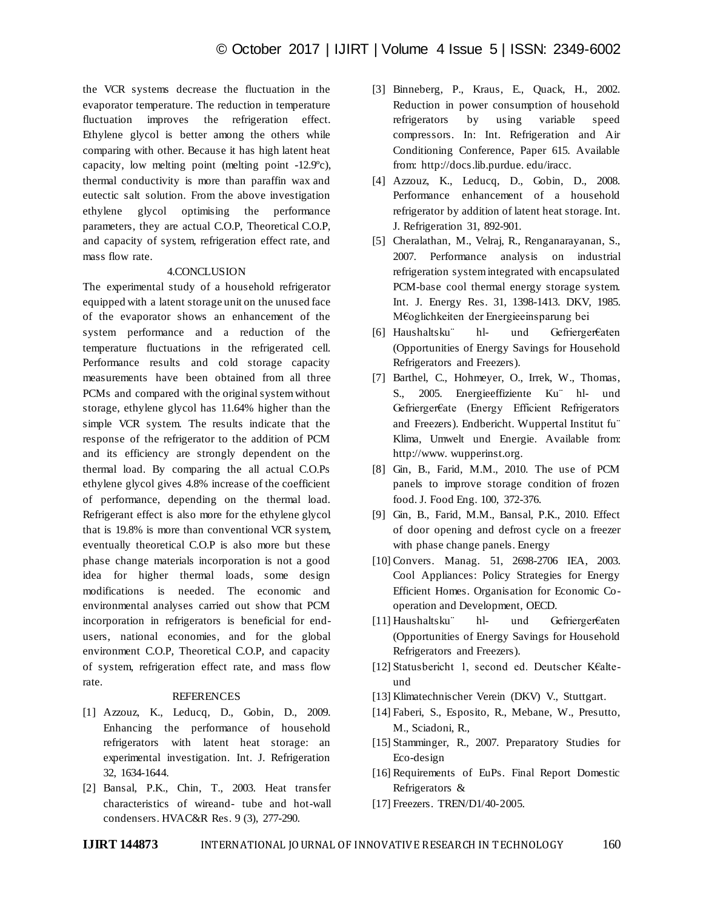the VCR systems decrease the fluctuation in the evaporator temperature. The reduction in temperature fluctuation improves the refrigeration effect. Ethylene glycol is better among the others while comparing with other. Because it has high latent heat capacity, low melting point (melting point -12.9ºc), thermal conductivity is more than paraffin wax and eutectic salt solution. From the above investigation ethylene glycol optimising the performance parameters, they are actual C.O.P, Theoretical C.O.P, and capacity of system, refrigeration effect rate, and mass flow rate.

## 4.CONCLUSION

The experimental study of a household refrigerator equipped with a latent storage unit on the unused face of the evaporator shows an enhancement of the system performance and a reduction of the temperature fluctuations in the refrigerated cell. Performance results and cold storage capacity measurements have been obtained from all three PCMs and compared with the original system without storage, ethylene glycol has 11.64% higher than the simple VCR system. The results indicate that the response of the refrigerator to the addition of PCM and its efficiency are strongly dependent on the thermal load. By comparing the all actual C.O.Ps ethylene glycol gives 4.8% increase of the coefficient of performance, depending on the thermal load. Refrigerant effect is also more for the ethylene glycol that is 19.8% is more than conventional VCR system, eventually theoretical C.O.P is also more but these phase change materials incorporation is not a good idea for higher thermal loads, some design modifications is needed. The economic and environmental analyses carried out show that PCM incorporation in refrigerators is beneficial for end-users, national economies, and for the global environment C.O.P, Theoretical C.O.P, and capacity of system, refrigeration effect rate, and mass flow rate.

## REFERENCES

[1] Azzouz, K., Leducq, D., Gobin, D., 2009. Enhancing the performance of household refrigerators with latent heat storage: an experimental investigation. Int. J. Refrigeration 32, 1634-1644.

[2] Bansal, P.K., Chin, T., 2003. Heat transfer characteristics of wireand- tube and hot-wall condensers. HVAC&R Res. 9 (3), 277-290.

[3] Binneberg, P., Kraus, E., Quack, H., 2002. Reduction in power consumption of household refrigerators by using variable speed compressors. In: Int. Refrigeration and Air Conditioning Conference, Paper 615. Available from: http://docs.lib.purdue. edu/iracc.

[4] Azzouz, K., Leducq, D., Gobin, D., 2008. Performance enhancement of a household refrigerator by addition of latent heat storage. Int. J. Refrigeration 31, 892-901.

[5] Cheralathan, M., Velraj, R., Renganarayanan, S., 2007. Performance analysis on industrial refrigeration system integrated with encapsulated PCM-base cool thermal energy storage system. Int. J. Energy Res. 31, 1398-1413. DKV, 1985. M€oglichkeiten der Energieeinsparung bei

[6] Haushaltsku¨ hl- und Gefrierger€aten (Opportunities of Energy Savings for Household Refrigerators and Freezers).

[7] Barthel, C., Hohmeyer, O., Irrek, W., Thomas, S., 2005. Energieeffiziente Ku¨ hl- und Gefrierger€ate (Energy Efficient Refrigerators and Freezers). Endbericht. Wuppertal Institut fu¨ Klima, Umwelt und Energie. Available from: http://www. wupperinst.org.

[8] Gin, B., Farid, M.M., 2010. The use of PCM panels to improve storage condition of frozen food. J. Food Eng. 100, 372-376.

[9] Gin, B., Farid, M.M., Bansal, P.K., 2010. Effect of door opening and defrost cycle on a freezer with phase change panels. Energy

[10] Convers. Manag. 51, 2698-2706 IEA, 2003. Cool Appliances: Policy Strategies for Energy Efficient Homes. Organisation for Economic Co-operation and Development, OECD.

[11] Haushaltsku¨ hl- und Gefrierger€aten (Opportunities of Energy Savings for Household Refrigerators and Freezers).

[12] Statusbericht 1, second ed. Deutscher K€alte-und

[13] Klimatechnischer Verein (DKV) V., Stuttgart.

[14] Faberi, S., Esposito, R., Mebane, W., Presutto, M., Sciadoni, R.,

[15] Stamminger, R., 2007. Preparatory Studies for Eco-design

[16] Requirements of EuPs. Final Report Domestic Refrigerators &

[17] Freezers. TREN/D1/40-2005.